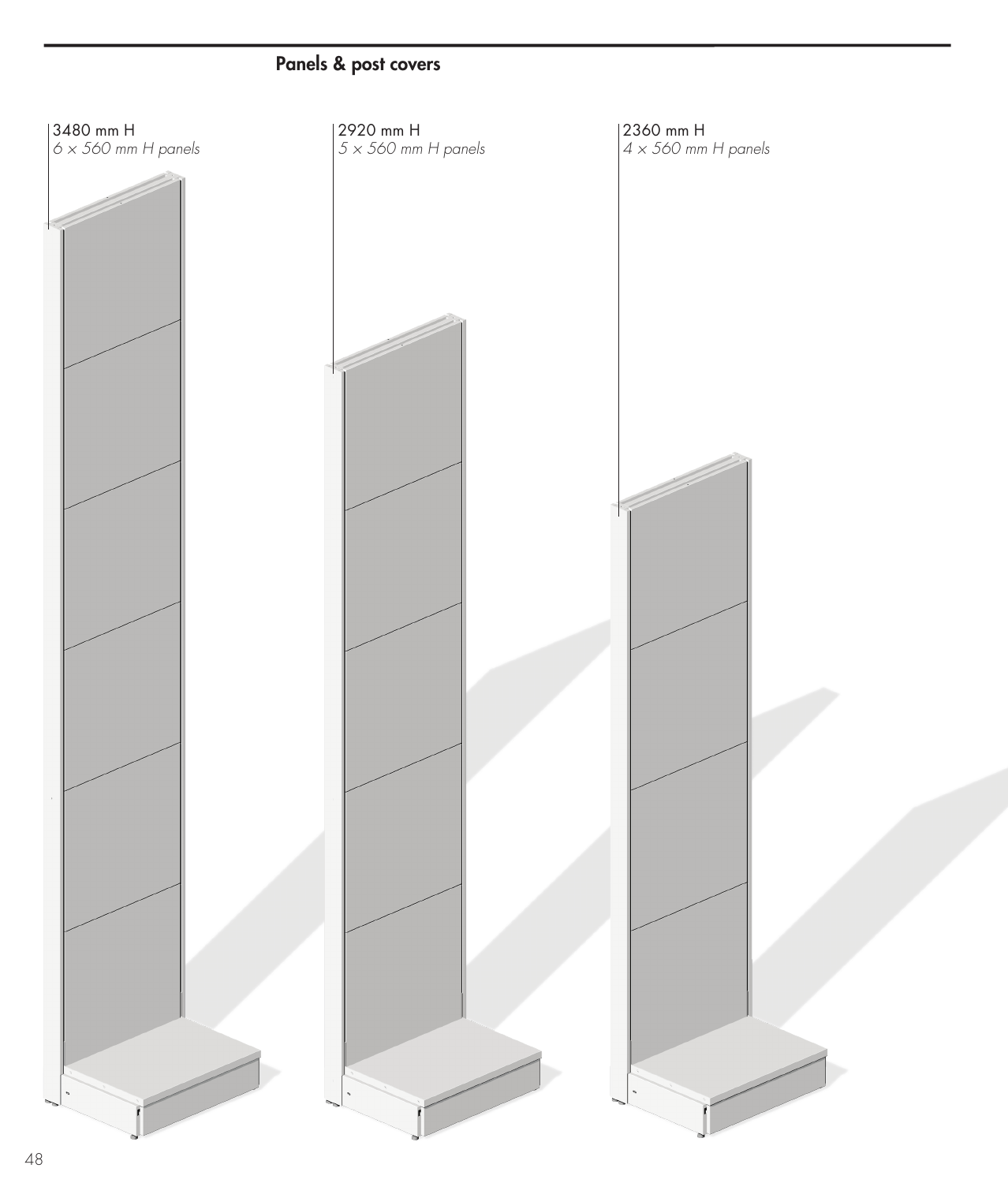## Panels & post covers

3480 mm H
*6 x 560 mm H panels*

2920 mm H
*5 x 560 mm H panels*

2360 mm H
*4 x 560 mm H panels*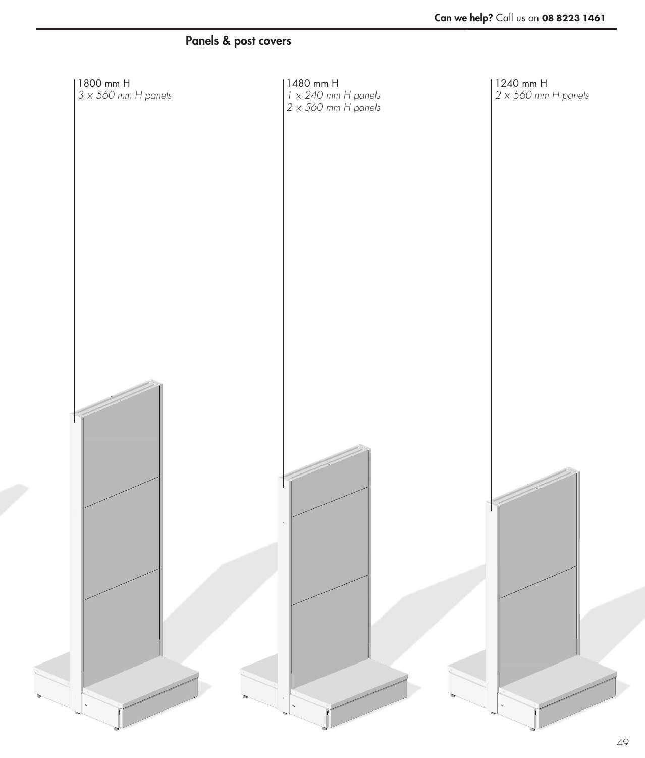## Panels & post covers

1800 mm H
*3 × 560 mm H panels*

1480 mm H
*1 × 240 mm H panels*
*2 × 560 mm H panels*

1240 mm H
*2 × 560 mm H panels*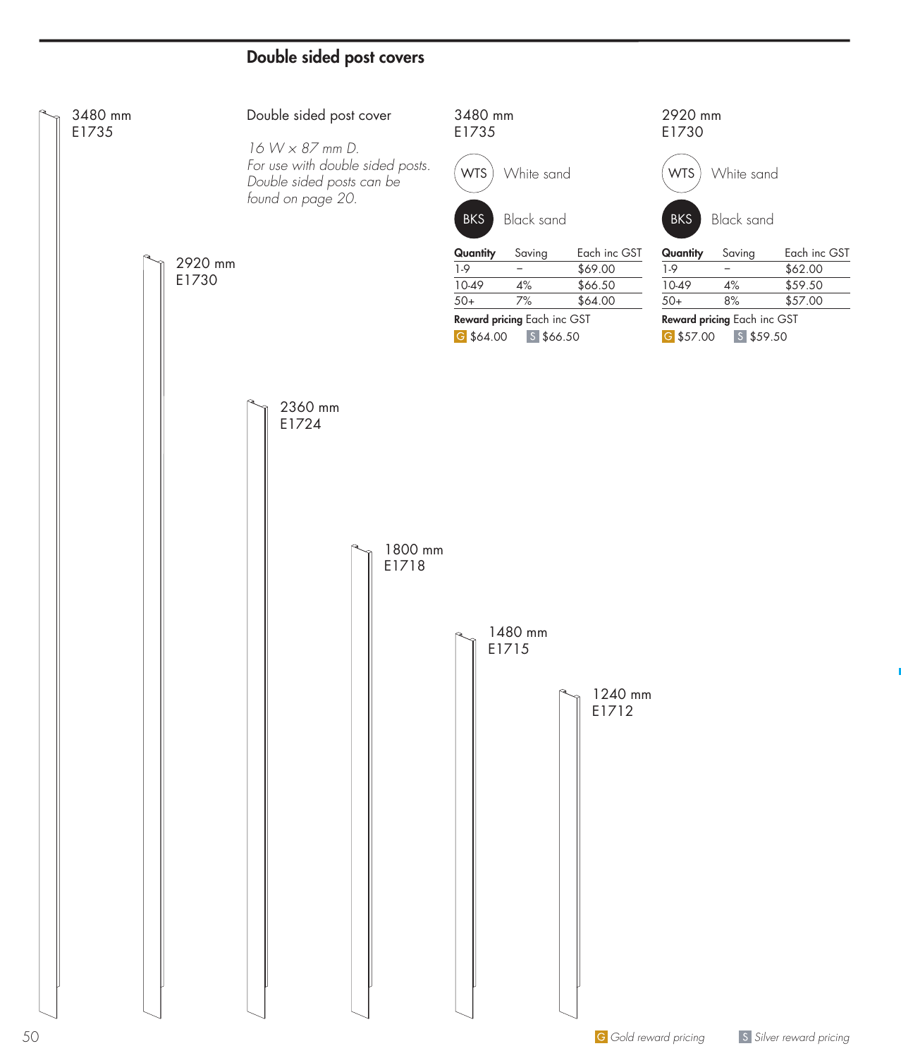## Double sided post covers

3480 mm
E1735

2920 mm
E1730

2360 mm
E1724

1800 mm
E1718

1480 mm
E1715

1240 mm
E1712

Double sided post cover

*16 W x 87 mm D.*
*For use with double sided posts. Double sided posts can be found on page 20.*

### 3480 mm E1735

WTS White sand

BKS Black sand

| Quantity | Saving | Each inc GST |
|---|---|---|
| 1-9 | – | $69.00 |
| 10-49 | 4% | $66.50 |
| 50+ | 7% | $64.00 |

**Reward pricing** Each inc GST
G $64.00 S $66.50

### 2920 mm E1730

WTS White sand

BKS Black sand

| Quantity | Saving | Each inc GST |
|---|---|---|
| 1-9 | – | $62.00 |
| 10-49 | 4% | $59.50 |
| 50+ | 8% | $57.00 |

**Reward pricing** Each inc GST
G $57.00 S $59.50

G *Gold reward pricing* S *Silver reward pricing*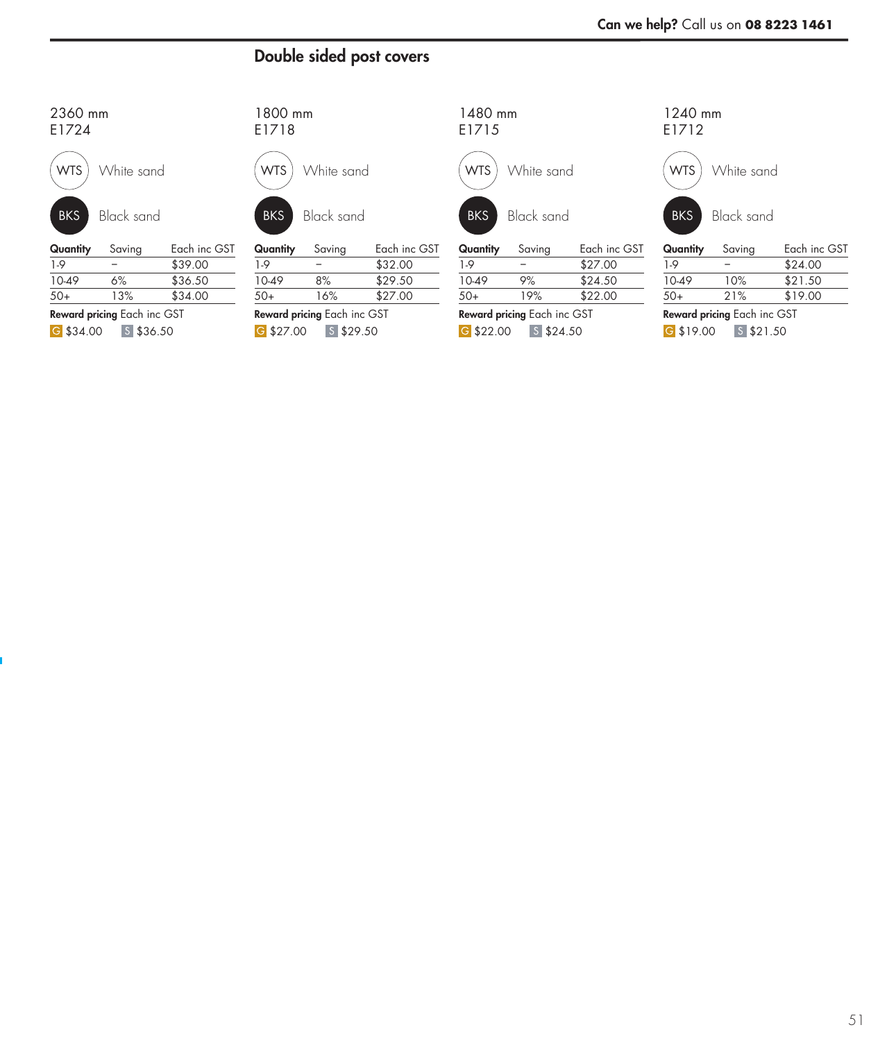## Double sided post covers

### 2360 mm
E1724

WTS White sand

BKS Black sand

| Quantity | Saving | Each inc GST |
|---|---|---|
| 1-9 | – | $39.00 |
| 10-49 | 6% | $36.50 |
| 50+ | 13% | $34.00 |

**Reward pricing** Each inc GST

G $34.00  S $36.50

### 1800 mm
E1718

WTS White sand

BKS Black sand

| Quantity | Saving | Each inc GST |
|---|---|---|
| 1-9 | – | $32.00 |
| 10-49 | 8% | $29.50 |
| 50+ | 16% | $27.00 |

**Reward pricing** Each inc GST

G $27.00  S $29.50

### 1480 mm
E1715

WTS White sand

BKS Black sand

| Quantity | Saving | Each inc GST |
|---|---|---|
| 1-9 | – | $27.00 |
| 10-49 | 9% | $24.50 |
| 50+ | 19% | $22.00 |

**Reward pricing** Each inc GST

G $22.00  S $24.50

### 1240 mm
E1712

WTS White sand

BKS Black sand

| Quantity | Saving | Each inc GST |
|---|---|---|
| 1-9 | – | $24.00 |
| 10-49 | 10% | $21.50 |
| 50+ | 21% | $19.00 |

**Reward pricing** Each inc GST

G $19.00  S $21.50